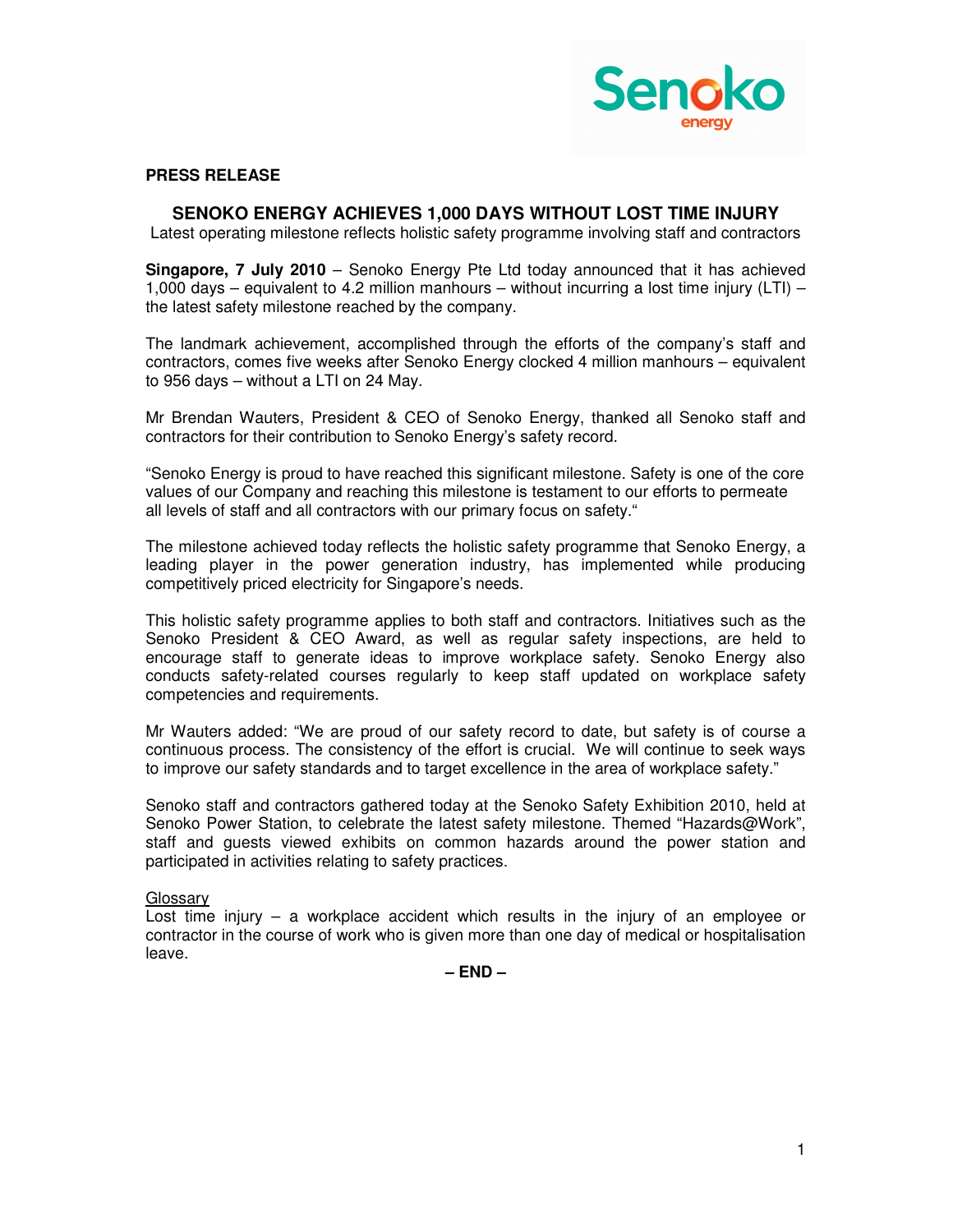**PRESS RELEASE**

# SENOKO ENERGY ACHIEVES 1,000 DAYS WITHOUT LOST TIME INJURY

Latest operating milestone reflects holistic safety programme involving staff and contractors

**Singapore, 7 July 2010** – Senoko Energy Pte Ltd today announced that it has achieved 1,000 days – equivalent to 4.2 million manhours – without incurring a lost time injury (LTI) – the latest safety milestone reached by the company.

The landmark achievement, accomplished through the efforts of the company's staff and contractors, comes five weeks after Senoko Energy clocked 4 million manhours – equivalent to 956 days – without a LTI on 24 May.

Mr Brendan Wauters, President & CEO of Senoko Energy, thanked all Senoko staff and contractors for their contribution to Senoko Energy's safety record.

"Senoko Energy is proud to have reached this significant milestone. Safety is one of the core values of our Company and reaching this milestone is testament to our efforts to permeate all levels of staff and all contractors with our primary focus on safety."

The milestone achieved today reflects the holistic safety programme that Senoko Energy, a leading player in the power generation industry, has implemented while producing competitively priced electricity for Singapore's needs.

This holistic safety programme applies to both staff and contractors. Initiatives such as the Senoko President & CEO Award, as well as regular safety inspections, are held to encourage staff to generate ideas to improve workplace safety. Senoko Energy also conducts safety-related courses regularly to keep staff updated on workplace safety competencies and requirements.

Mr Wauters added: "We are proud of our safety record to date, but safety is of course a continuous process. The consistency of the effort is crucial. We will continue to seek ways to improve our safety standards and to target excellence in the area of workplace safety."

Senoko staff and contractors gathered today at the Senoko Safety Exhibition 2010, held at Senoko Power Station, to celebrate the latest safety milestone. Themed "Hazards@Work", staff and guests viewed exhibits on common hazards around the power station and participated in activities relating to safety practices.

<u>Glossary</u>

Lost time injury – a workplace accident which results in the injury of an employee or contractor in the course of work who is given more than one day of medical or hospitalisation leave.

**– END –**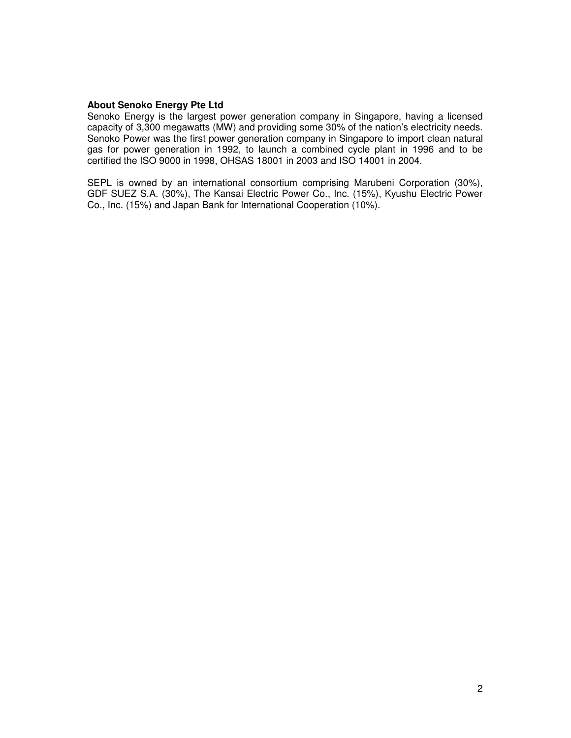**About Senoko Energy Pte Ltd**

Senoko Energy is the largest power generation company in Singapore, having a licensed capacity of 3,300 megawatts (MW) and providing some 30% of the nation's electricity needs. Senoko Power was the first power generation company in Singapore to import clean natural gas for power generation in 1992, to launch a combined cycle plant in 1996 and to be certified the ISO 9000 in 1998, OHSAS 18001 in 2003 and ISO 14001 in 2004.

SEPL is owned by an international consortium comprising Marubeni Corporation (30%), GDF SUEZ S.A. (30%), The Kansai Electric Power Co., Inc. (15%), Kyushu Electric Power Co., Inc. (15%) and Japan Bank for International Cooperation (10%).